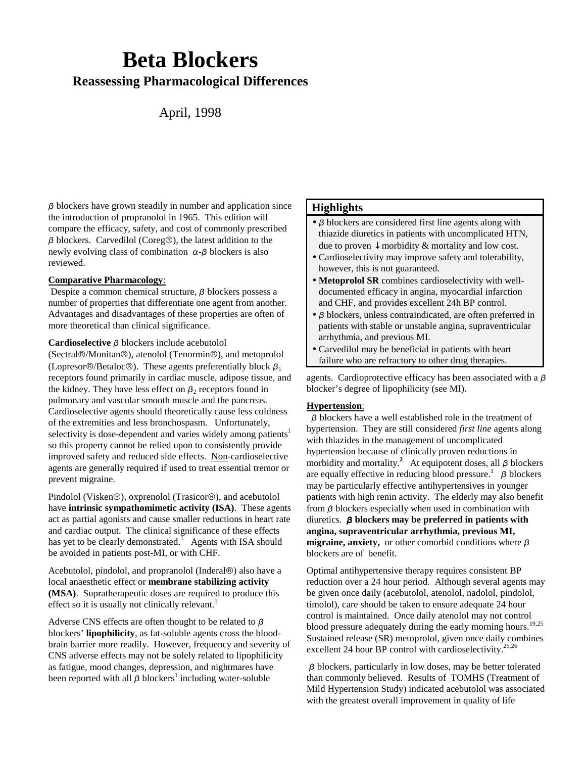# Beta Blockers

## Reassessing Pharmacological Differences

April, 1998

$\beta$ blockers have grown steadily in number and application since the introduction of propranolol in 1965. This edition will compare the efficacy, safety, and cost of commonly prescribed $\beta$ blockers. Carvedilol (Coreg®), the latest addition to the newly evolving class of combination $\alpha$-$\beta$ blockers is also reviewed.

### Highlights

- $\beta$ blockers are considered first line agents along with thiazide diuretics in patients with uncomplicated HTN, due to proven ↓morbidity & mortality and low cost.
- Cardioselectivity may improve safety and tolerability, however, this is not guaranteed.
- **Metoprolol SR** combines cardioselectivity with well-documented efficacy in angina, myocardial infarction and CHF, and provides excellent 24h BP control.
- $\beta$ blockers, unless contraindicated, are often preferred in patients with stable or unstable angina, supraventricular arrhythmia, and previous MI.
- Carvedilol may be beneficial in patients with heart failure who are refractory to other drug therapies.

**Comparative Pharmacology**:

Despite a common chemical structure, $\beta$ blockers possess a number of properties that differentiate one agent from another. Advantages and disadvantages of these properties are often of more theoretical than clinical significance.

**Cardioselective** $\beta$ blockers include acebutolol (Sectral®/Monitan®), atenolol (Tenormin®), and metoprolol (Lopresor®/Betaloc®). These agents preferentially block $\beta_1$ receptors found primarily in cardiac muscle, adipose tissue, and the kidney. They have less effect on $\beta_2$ receptors found in pulmonary and vascular smooth muscle and the pancreas. Cardioselective agents should theoretically cause less coldness of the extremities and less bronchospasm. Unfortunately, selectivity is dose-dependent and varies widely among patients[1] so this property cannot be relied upon to consistently provide improved safety and reduced side effects. Non-cardioselective agents are generally required if used to treat essential tremor or prevent migraine.

Pindolol (Visken®), oxprenolol (Trasicor®), and acebutolol have **intrinsic sympathomimetic activity (ISA)**. These agents act as partial agonists and cause smaller reductions in heart rate and cardiac output. The clinical significance of these effects has yet to be clearly demonstrated.[1] Agents with ISA should be avoided in patients post-MI, or with CHF.

Acebutolol, pindolol, and propranolol (Inderal®) also have a local anaesthetic effect or **membrane stabilizing activity (MSA)**. Supratherapeutic doses are required to produce this effect so it is usually not clinically relevant.[1]

Adverse CNS effects are often thought to be related to $\beta$ blockers' **lipophilicity**, as fat-soluble agents cross the blood-brain barrier more readily. However, frequency and severity of CNS adverse effects may not be solely related to lipophilicity as fatigue, mood changes, depression, and nightmares have been reported with all $\beta$ blockers[1] including water-soluble agents. Cardioprotective efficacy has been associated with a $\beta$ blocker's degree of lipophilicity (see MI).

**Hypertension**:

$\beta$ blockers have a well established role in the treatment of hypertension. They are still considered *first line* agents along with thiazides in the management of uncomplicated hypertension because of clinically proven reductions in morbidity and mortality.[2] At equipotent doses, all $\beta$ blockers are equally effective in reducing blood pressure.[1] $\beta$ blockers may be particularly effective antihypertensives in younger patients with high renin activity. The elderly may also benefit from $\beta$ blockers especially when used in combination with diuretics. **$\beta$ blockers may be preferred in patients with angina, supraventricular arrhythmia, previous MI, migraine, anxiety,** or other comorbid conditions where $\beta$ blockers are of benefit.

Optimal antihypertensive therapy requires consistent BP reduction over a 24 hour period. Although several agents may be given once daily (acebutolol, atenolol, nadolol, pindolol, timolol), care should be taken to ensure adequate 24 hour control is maintained. Once daily atenolol may not control blood pressure adequately during the early morning hours.[19,25] Sustained release (SR) metoprolol, given once daily combines excellent 24 hour BP control with cardioselectivity.[25,26]

$\beta$ blockers, particularly in low doses, may be better tolerated than commonly believed. Results of TOMHS (Treatment of Mild Hypertension Study) indicated acebutolol was associated with the greatest overall improvement in quality of life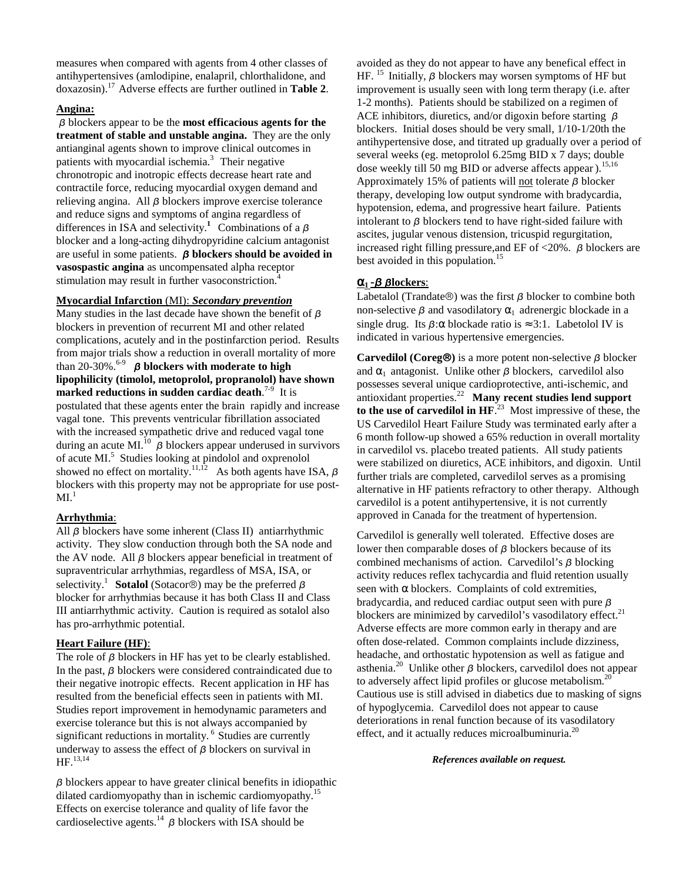measures when compared with agents from 4 other classes of antihypertensives (amlodipine, enalapril, chlorthalidone, and doxazosin).[17] Adverse effects are further outlined in **Table 2**.

**Angina:**

β blockers appear to be the **most efficacious agents for the treatment of stable and unstable angina.** They are the only antianginal agents shown to improve clinical outcomes in patients with myocardial ischemia.[3] Their negative chronotropic and inotropic effects decrease heart rate and contractile force, reducing myocardial oxygen demand and relieving angina. All β blockers improve exercise tolerance and reduce signs and symptoms of angina regardless of differences in ISA and selectivity.[1] Combinations of a β blocker and a long-acting dihydropyridine calcium antagonist are useful in some patients. **β blockers should be avoided in vasospastic angina** as uncompensated alpha receptor stimulation may result in further vasoconstriction.[4]

**Myocardial Infarction** (MI): ***Secondary prevention***

Many studies in the last decade have shown the benefit of β blockers in prevention of recurrent MI and other related complications, acutely and in the postinfarction period. Results from major trials show a reduction in overall mortality of more than 20-30%.[6-9] **β blockers with moderate to high lipophilicity (timolol, metoprolol, propranolol) have shown marked reductions in sudden cardiac death**.[7-9] It is postulated that these agents enter the brain rapidly and increase vagal tone. This prevents ventricular fibrillation associated with the increased sympathetic drive and reduced vagal tone during an acute MI.[10] β blockers appear underused in survivors of acute MI.[5] Studies looking at pindolol and oxprenolol showed no effect on mortality.[11,12] As both agents have ISA, β blockers with this property may not be appropriate for use post-MI.[1]

**Arrhythmia**:

All β blockers have some inherent (Class II) antiarrhythmic activity. They slow conduction through both the SA node and the AV node. All β blockers appear beneficial in treatment of supraventricular arrhythmias, regardless of MSA, ISA, or selectivity.[1] **Sotalol** (Sotacor®) may be the preferred β blocker for arrhythmias because it has both Class II and Class III antiarrhythmic activity. Caution is required as sotalol also has pro-arrhythmic potential.

**Heart Failure (HF)**:

The role of β blockers in HF has yet to be clearly established. In the past, β blockers were considered contraindicated due to their negative inotropic effects. Recent application in HF has resulted from the beneficial effects seen in patients with MI. Studies report improvement in hemodynamic parameters and exercise tolerance but this is not always accompanied by significant reductions in mortality.[6] Studies are currently underway to assess the effect of β blockers on survival in HF.[13,14]

β blockers appear to have greater clinical benefits in idiopathic dilated cardiomyopathy than in ischemic cardiomyopathy.[15] Effects on exercise tolerance and quality of life favor the cardioselective agents.[14] β blockers with ISA should be avoided as they do not appear to have any benefical effect in HF.[15] Initially, β blockers may worsen symptoms of HF but improvement is usually seen with long term therapy (i.e. after 1-2 months). Patients should be stabilized on a regimen of ACE inhibitors, diuretics, and/or digoxin before starting β blockers. Initial doses should be very small, 1/10-1/20th the antihypertensive dose, and titrated up gradually over a period of several weeks (eg. metoprolol 6.25mg BID x 7 days; double dose weekly till 50 mg BID or adverse affects appear ).[15,16] Approximately 15% of patients will not tolerate β blocker therapy, developing low output syndrome with bradycardia, hypotension, edema, and progressive heart failure. Patients intolerant to β blockers tend to have right-sided failure with ascites, jugular venous distension, tricuspid regurgitation, increased right filling pressure,and EF of <20%. β blockers are best avoided in this population.[15]

**$\alpha_1$ -β βlockers**:

Labetalol (Trandate®) was the first β blocker to combine both non-selective β and vasodilatory $\alpha_1$ adrenergic blockade in a single drug. Its β:α blockade ratio is ≈3:1. Labetalol IV is indicated in various hypertensive emergencies.

**Carvedilol (Coreg®)** is a more potent non-selective β blocker and $\alpha_1$ antagonist. Unlike other β blockers, carvedilol also possesses several unique cardioprotective, anti-ischemic, and antioxidant properties.[22] **Many recent studies lend support to the use of carvedilol in HF**.[23] Most impressive of these, the US Carvedilol Heart Failure Study was terminated early after a 6 month follow-up showed a 65% reduction in overall mortality in carvedilol vs. placebo treated patients. All study patients were stabilized on diuretics, ACE inhibitors, and digoxin. Until further trials are completed, carvedilol serves as a promising alternative in HF patients refractory to other therapy. Although carvedilol is a potent antihypertensive, it is not currently approved in Canada for the treatment of hypertension.

Carvedilol is generally well tolerated. Effective doses are lower then comparable doses of β blockers because of its combined mechanisms of action. Carvedilol's β blocking activity reduces reflex tachycardia and fluid retention usually seen with α blockers. Complaints of cold extremities, bradycardia, and reduced cardiac output seen with pure β blockers are minimized by carvedilol's vasodilatory effect.[21] Adverse effects are more common early in therapy and are often dose-related. Common complaints include dizziness, headache, and orthostatic hypotension as well as fatigue and asthenia.[20] Unlike other β blockers, carvedilol does not appear to adversely affect lipid profiles or glucose metabolism.[20] Cautious use is still advised in diabetics due to masking of signs of hypoglycemia. Carvedilol does not appear to cause deteriorations in renal function because of its vasodilatory effect, and it actually reduces microalbuminuria.[20]

***References available on request.***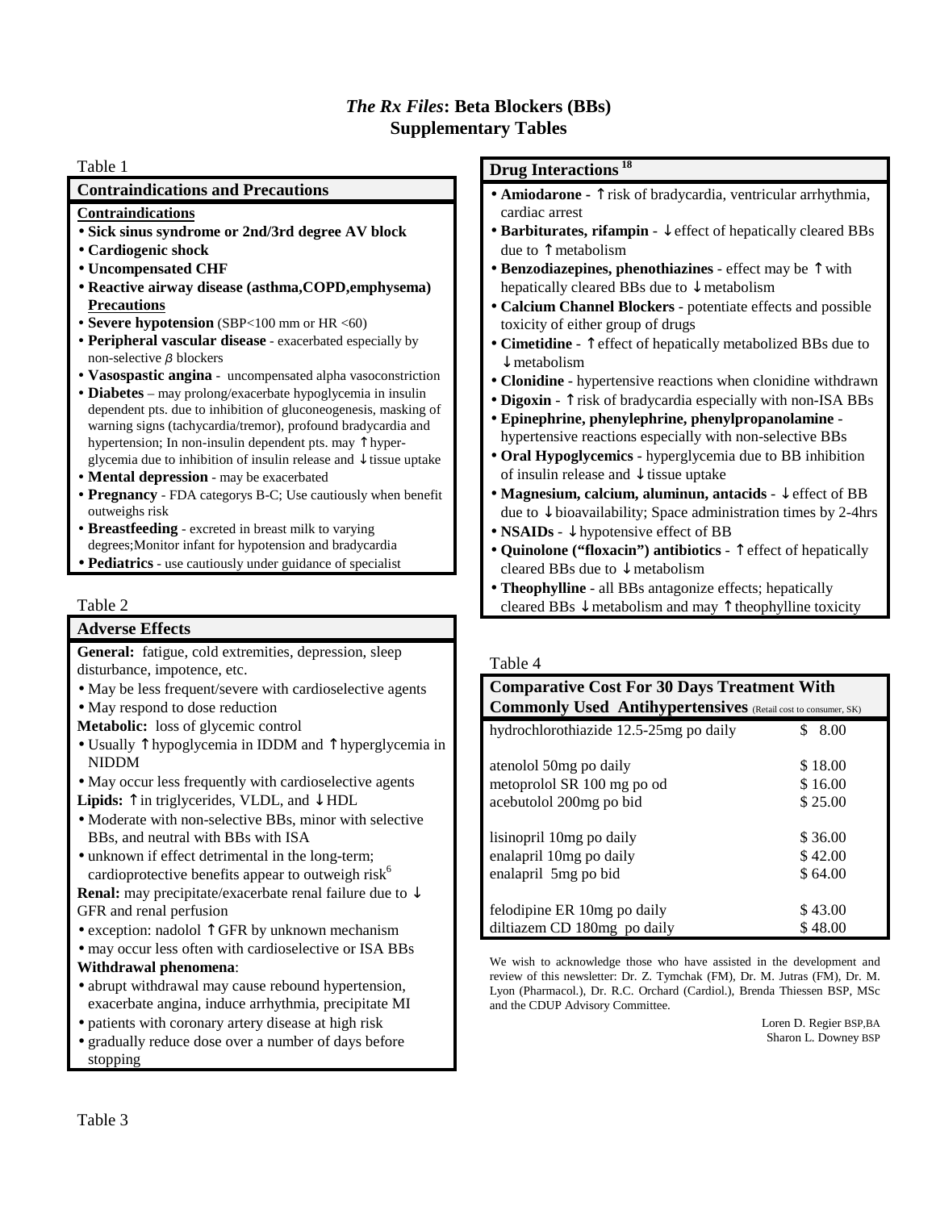# *The Rx Files*: Beta Blockers (BBs) Supplementary Tables

Table 1

## Contraindications and Precautions

**Contraindications**

- **Sick sinus syndrome or 2nd/3rd degree AV block**
- **Cardiogenic shock**
- **Uncompensated CHF**
- **Reactive airway disease (asthma,COPD,emphysema)**

**Precautions**

- **Severe hypotension** (SBP<100 mm or HR <60)
- **Peripheral vascular disease** - exacerbated especially by non-selective β blockers
- **Vasospastic angina** - uncompensated alpha vasoconstriction
- **Diabetes** – may prolong/exacerbate hypoglycemia in insulin dependent pts. due to inhibition of gluconeogenesis, masking of warning signs (tachycardia/tremor), profound bradycardia and hypertension; In non-insulin dependent pts. may ↑hyper-glycemia due to inhibition of insulin release and ↓tissue uptake
- **Mental depression** - may be exacerbated
- **Pregnancy** - FDA categorys B-C; Use cautiously when benefit outweighs risk
- **Breastfeeding** - excreted in breast milk to varying degrees;Monitor infant for hypotension and bradycardia
- **Pediatrics** - use cautiously under guidance of specialist

Table 2

## Adverse Effects

**General:** fatigue, cold extremities, depression, sleep disturbance, impotence, etc.

- May be less frequent/severe with cardioselective agents
- May respond to dose reduction

**Metabolic:** loss of glycemic control

- Usually ↑hypoglycemia in IDDM and ↑hyperglycemia in NIDDM
- May occur less frequently with cardioselective agents

**Lipids:** ↑in triglycerides, VLDL, and ↓HDL

- Moderate with non-selective BBs, minor with selective BBs, and neutral with BBs with ISA
- unknown if effect detrimental in the long-term; cardioprotective benefits appear to outweigh risk[6]

**Renal:** may precipitate/exacerbate renal failure due to ↓ GFR and renal perfusion

- exception: nadolol ↑GFR by unknown mechanism
- may occur less often with cardioselective or ISA BBs

**Withdrawal phenomena**:

- abrupt withdrawal may cause rebound hypertension, exacerbate angina, induce arrhythmia, precipitate MI
- patients with coronary artery disease at high risk
- gradually reduce dose over a number of days before stopping

Table 3

## Drug Interactions [18]

- **Amiodarone** - ↑risk of bradycardia, ventricular arrhythmia, cardiac arrest
- **Barbiturates, rifampin** - ↓effect of hepatically cleared BBs due to ↑metabolism
- **Benzodiazepines, phenothiazines** - effect may be ↑with hepatically cleared BBs due to ↓metabolism
- **Calcium Channel Blockers** - potentiate effects and possible toxicity of either group of drugs
- **Cimetidine** - ↑effect of hepatically metabolized BBs due to ↓metabolism
- **Clonidine** - hypertensive reactions when clonidine withdrawn
- **Digoxin** - ↑risk of bradycardia especially with non-ISA BBs
- **Epinephrine, phenylephrine, phenylpropanolamine** - hypertensive reactions especially with non-selective BBs
- **Oral Hypoglycemics** - hyperglycemia due to BB inhibition of insulin release and ↓tissue uptake
- **Magnesium, calcium, aluminun, antacids** - ↓effect of BB due to ↓bioavailability; Space administration times by 2-4hrs
- **NSAIDs** - ↓hypotensive effect of BB
- **Quinolone ("floxacin") antibiotics** - ↑effect of hepatically cleared BBs due to ↓metabolism
- **Theophylline** - all BBs antagonize effects; hepatically cleared BBs ↓metabolism and may ↑theophylline toxicity

Table 4

## Comparative Cost For 30 Days Treatment With Commonly Used Antihypertensives (Retail cost to consumer, SK)

| Drug | Cost |
|---|---|
| hydrochlorothiazide 12.5-25mg po daily | $ 8.00 |
| atenolol 50mg po daily | $ 18.00 |
| metoprolol SR 100 mg po od | $ 16.00 |
| acebutolol 200mg po bid | $ 25.00 |
| lisinopril 10mg po daily | $ 36.00 |
| enalapril 10mg po daily | $ 42.00 |
| enalapril 5mg po bid | $ 64.00 |
| felodipine ER 10mg po daily | $ 43.00 |
| diltiazem CD 180mg po daily | $ 48.00 |

We wish to acknowledge those who have assisted in the development and review of this newsletter: Dr. Z. Tymchak (FM), Dr. M. Jutras (FM), Dr. M. Lyon (Pharmacol.), Dr. R.C. Orchard (Cardiol.), Brenda Thiessen BSP, MSc and the CDUP Advisory Committee.

Loren D. Regier BSP,BA
Sharon L. Downey BSP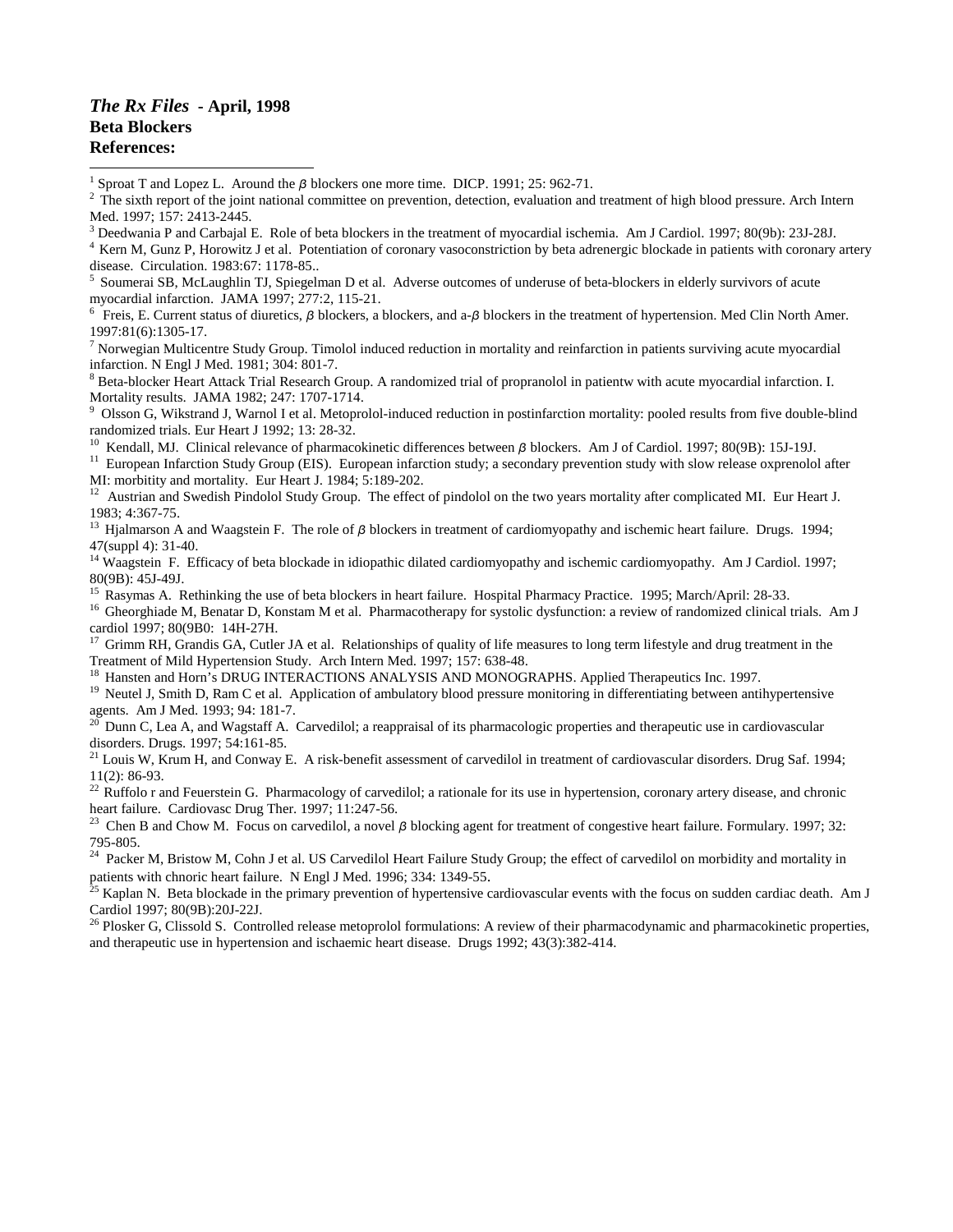***The Rx Files* - April, 1998**
**Beta Blockers**
**References:**

[1] Sproat T and Lopez L. Around the β blockers one more time. DICP. 1991; 25: 962-71.

[2] The sixth report of the joint national committee on prevention, detection, evaluation and treatment of high blood pressure. Arch Intern Med. 1997; 157: 2413-2445.

[3] Deedwania P and Carbajal E. Role of beta blockers in the treatment of myocardial ischemia. Am J Cardiol. 1997; 80(9b): 23J-28J.

[4] Kern M, Gunz P, Horowitz J et al. Potentiation of coronary vasoconstriction by beta adrenergic blockade in patients with coronary artery disease. Circulation. 1983:67: 1178-85..

[5] Soumerai SB, McLaughlin TJ, Spiegelman D et al. Adverse outcomes of underuse of beta-blockers in elderly survivors of acute myocardial infarction. JAMA 1997; 277:2, 115-21.

[6] Freis, E. Current status of diuretics, β blockers, a blockers, and a-β blockers in the treatment of hypertension. Med Clin North Amer. 1997:81(6):1305-17.

[7] Norwegian Multicentre Study Group. Timolol induced reduction in mortality and reinfarction in patients surviving acute myocardial infarction. N Engl J Med. 1981; 304: 801-7.

[8] Beta-blocker Heart Attack Trial Research Group. A randomized trial of propranolol in patientw with acute myocardial infarction. I. Mortality results. JAMA 1982; 247: 1707-1714.

[9] Olsson G, Wikstrand J, Warnol I et al. Metoprolol-induced reduction in postinfarction mortality: pooled results from five double-blind randomized trials. Eur Heart J 1992; 13: 28-32.

[10] Kendall, MJ. Clinical relevance of pharmacokinetic differences between β blockers. Am J of Cardiol. 1997; 80(9B): 15J-19J.

[11] European Infarction Study Group (EIS). European infarction study; a secondary prevention study with slow release oxprenolol after MI: morbitity and mortality. Eur Heart J. 1984; 5:189-202.

[12] Austrian and Swedish Pindolol Study Group. The effect of pindolol on the two years mortality after complicated MI. Eur Heart J. 1983; 4:367-75.

[13] Hjalmarson A and Waagstein F. The role of β blockers in treatment of cardiomyopathy and ischemic heart failure. Drugs. 1994; 47(suppl 4): 31-40.

[14] Waagstein F. Efficacy of beta blockade in idiopathic dilated cardiomyopathy and ischemic cardiomyopathy. Am J Cardiol. 1997; 80(9B): 45J-49J.

[15] Rasymas A. Rethinking the use of beta blockers in heart failure. Hospital Pharmacy Practice. 1995; March/April: 28-33.

[16] Gheorghiade M, Benatar D, Konstam M et al. Pharmacotherapy for systolic dysfunction: a review of randomized clinical trials. Am J cardiol 1997; 80(9B0: 14H-27H.

[17] Grimm RH, Grandis GA, Cutler JA et al. Relationships of quality of life measures to long term lifestyle and drug treatment in the Treatment of Mild Hypertension Study. Arch Intern Med. 1997; 157: 638-48.

[18] Hansten and Horn's DRUG INTERACTIONS ANALYSIS AND MONOGRAPHS. Applied Therapeutics Inc. 1997.

[19] Neutel J, Smith D, Ram C et al. Application of ambulatory blood pressure monitoring in differentiating between antihypertensive agents. Am J Med. 1993; 94: 181-7.

[20] Dunn C, Lea A, and Wagstaff A. Carvedilol; a reappraisal of its pharmacologic properties and therapeutic use in cardiovascular disorders. Drugs. 1997; 54:161-85.

[21] Louis W, Krum H, and Conway E. A risk-benefit assessment of carvedilol in treatment of cardiovascular disorders. Drug Saf. 1994; 11(2): 86-93.

[22] Ruffolo r and Feuerstein G. Pharmacology of carvedilol; a rationale for its use in hypertension, coronary artery disease, and chronic heart failure. Cardiovasc Drug Ther. 1997; 11:247-56.

[23] Chen B and Chow M. Focus on carvedilol, a novel β blocking agent for treatment of congestive heart failure. Formulary. 1997; 32: 795-805.

[24] Packer M, Bristow M, Cohn J et al. US Carvedilol Heart Failure Study Group; the effect of carvedilol on morbidity and mortality in patients with chnoric heart failure. N Engl J Med. 1996; 334: 1349-55.

[25] Kaplan N. Beta blockade in the primary prevention of hypertensive cardiovascular events with the focus on sudden cardiac death. Am J Cardiol 1997; 80(9B):20J-22J.

[26] Plosker G, Clissold S. Controlled release metoprolol formulations: A review of their pharmacodynamic and pharmacokinetic properties, and therapeutic use in hypertension and ischaemic heart disease. Drugs 1992; 43(3):382-414.